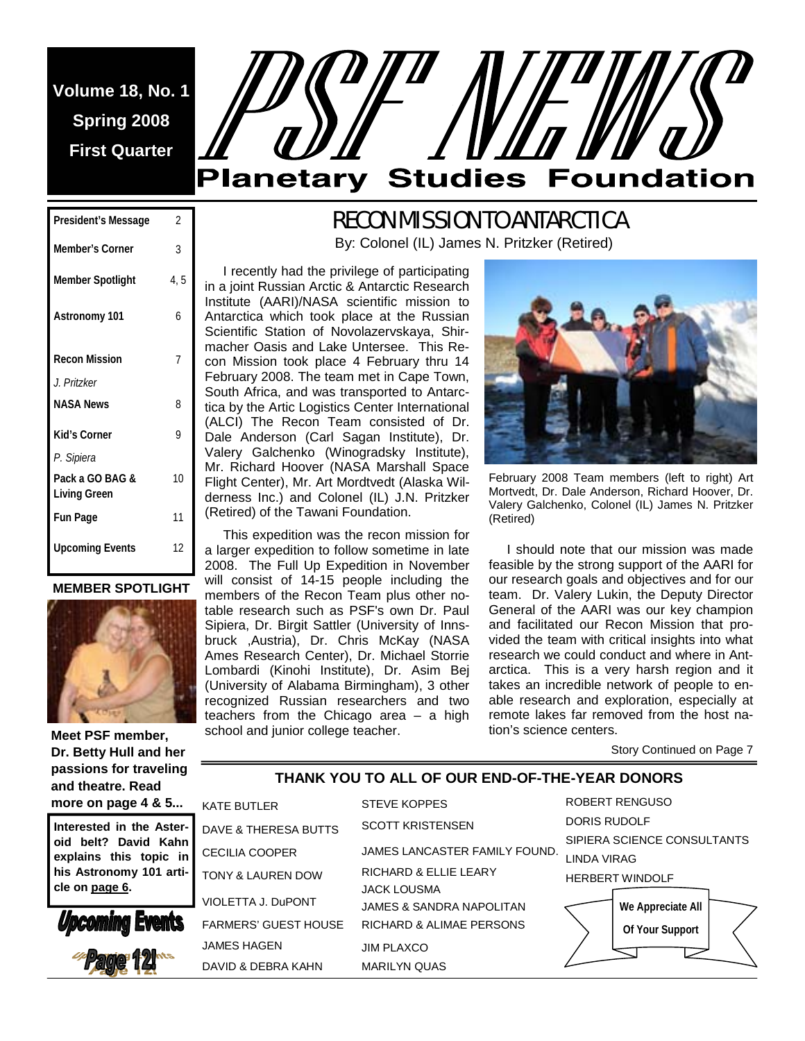# PSF NEWS

## Planetary Studies Foundation

**Volume 18, No. 1**
**Spring 2008**
**First Quarter**

| | |
|---|---|
| **President's Message** | 2 |
| **Member's Corner** | 3 |
| **Member Spotlight** | 4, 5 |
| **Astronomy 101** | 6 |
| **Recon Mission** *J. Pritzker* | 7 |
| **NASA News** | 8 |
| **Kid's Corner** *P. Sipiera* | 9 |
| **Pack a GO BAG & Living Green** | 10 |
| **Fun Page** | 11 |
| **Upcoming Events** | 12 |

**MEMBER SPOTLIGHT**

**Meet PSF member, Dr. Betty Hull and her passions for traveling and theatre. Read more on page 4 & 5...**

**Interested in the Asteroid belt? David Kahn explains this topic in his Astronomy 101 article on page 6.**

**Upcoming Events Page 12!**

## RECON MISSION TO ANTARCTICA

By: Colonel (IL) James N. Pritzker (Retired)

I recently had the privilege of participating in a joint Russian Arctic & Antarctic Research Institute (AARI)/NASA scientific mission to Antarctica which took place at the Russian Scientific Station of Novolazervskaya, Shirmacher Oasis and Lake Untersee. This Recon Mission took place 4 February thru 14 February 2008. The team met in Cape Town, South Africa, and was transported to Antarctica by the Artic Logistics Center International (ALCI) The Recon Team consisted of Dr. Dale Anderson (Carl Sagan Institute), Dr. Valery Galchenko (Winogradsky Institute), Mr. Richard Hoover (NASA Marshall Space Flight Center), Mr. Art Mordtvedt (Alaska Wilderness Inc.) and Colonel (IL) J.N. Pritzker (Retired) of the Tawani Foundation.

This expedition was the recon mission for a larger expedition to follow sometime in late 2008. The Full Up Expedition in November will consist of 14-15 people including the members of the Recon Team plus other notable research such as PSF's own Dr. Paul Sipiera, Dr. Birgit Sattler (University of Innsbruck ,Austria), Dr. Chris McKay (NASA Ames Research Center), Dr. Michael Storrie Lombardi (Kinohi Institute), Dr. Asim Bej (University of Alabama Birmingham), 3 other recognized Russian researchers and two teachers from the Chicago area – a high school and junior college teacher.

February 2008 Team members (left to right) Art Mortvedt, Dr. Dale Anderson, Richard Hoover, Dr. Valery Galchenko, Colonel (IL) James N. Pritzker (Retired)

I should note that our mission was made feasible by the strong support of the AARI for our research goals and objectives and for our team. Dr. Valery Lukin, the Deputy Director General of the AARI was our key champion and facilitated our Recon Mission that provided the team with critical insights into what research we could conduct and where in Antarctica. This is a very harsh region and it takes an incredible network of people to enable research and exploration, especially at remote lakes far removed from the host nation's science centers.

Story Continued on Page 7

### THANK YOU TO ALL OF OUR END-OF-THE-YEAR DONORS

KATE BUTLER
DAVE & THERESA BUTTS
CECILIA COOPER
TONY & LAUREN DOW
VIOLETTA J. DuPONT
FARMERS' GUEST HOUSE
JAMES HAGEN
DAVID & DEBRA KAHN
STEVE KOPPES
SCOTT KRISTENSEN
JAMES LANCASTER FAMILY FOUND.
RICHARD & ELLIE LEARY
JACK LOUSMA
JAMES & SANDRA NAPOLITAN
RICHARD & ALIMAE PERSONS
JIM PLAXCO
MARILYN QUAS
ROBERT RENGUSO
DORIS RUDOLF
SIPIERA SCIENCE CONSULTANTS
LINDA VIRAG
HERBERT WINDOLF

**We Appreciate All Of Your Support**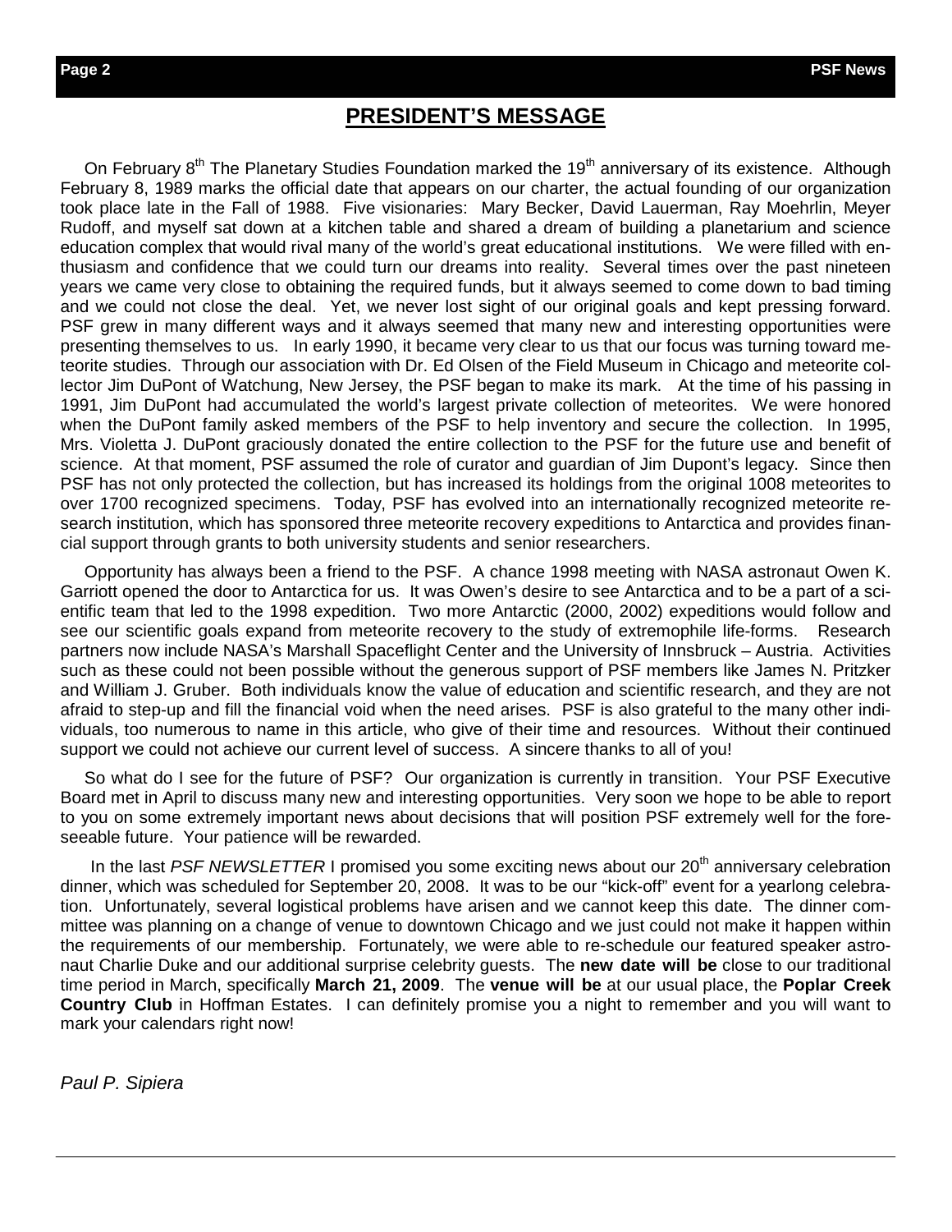## PRESIDENT'S MESSAGE

On February 8th The Planetary Studies Foundation marked the 19th anniversary of its existence. Although February 8, 1989 marks the official date that appears on our charter, the actual founding of our organization took place late in the Fall of 1988. Five visionaries: Mary Becker, David Lauerman, Ray Moehrlin, Meyer Rudoff, and myself sat down at a kitchen table and shared a dream of building a planetarium and science education complex that would rival many of the world's great educational institutions. We were filled with enthusiasm and confidence that we could turn our dreams into reality. Several times over the past nineteen years we came very close to obtaining the required funds, but it always seemed to come down to bad timing and we could not close the deal. Yet, we never lost sight of our original goals and kept pressing forward. PSF grew in many different ways and it always seemed that many new and interesting opportunities were presenting themselves to us. In early 1990, it became very clear to us that our focus was turning toward meteorite studies. Through our association with Dr. Ed Olsen of the Field Museum in Chicago and meteorite collector Jim DuPont of Watchung, New Jersey, the PSF began to make its mark. At the time of his passing in 1991, Jim DuPont had accumulated the world's largest private collection of meteorites. We were honored when the DuPont family asked members of the PSF to help inventory and secure the collection. In 1995, Mrs. Violetta J. DuPont graciously donated the entire collection to the PSF for the future use and benefit of science. At that moment, PSF assumed the role of curator and guardian of Jim Dupont's legacy. Since then PSF has not only protected the collection, but has increased its holdings from the original 1008 meteorites to over 1700 recognized specimens. Today, PSF has evolved into an internationally recognized meteorite research institution, which has sponsored three meteorite recovery expeditions to Antarctica and provides financial support through grants to both university students and senior researchers.

Opportunity has always been a friend to the PSF. A chance 1998 meeting with NASA astronaut Owen K. Garriott opened the door to Antarctica for us. It was Owen's desire to see Antarctica and to be a part of a scientific team that led to the 1998 expedition. Two more Antarctic (2000, 2002) expeditions would follow and see our scientific goals expand from meteorite recovery to the study of extremophile life-forms. Research partners now include NASA's Marshall Spaceflight Center and the University of Innsbruck – Austria. Activities such as these could not been possible without the generous support of PSF members like James N. Pritzker and William J. Gruber. Both individuals know the value of education and scientific research, and they are not afraid to step-up and fill the financial void when the need arises. PSF is also grateful to the many other individuals, too numerous to name in this article, who give of their time and resources. Without their continued support we could not achieve our current level of success. A sincere thanks to all of you!

So what do I see for the future of PSF? Our organization is currently in transition. Your PSF Executive Board met in April to discuss many new and interesting opportunities. Very soon we hope to be able to report to you on some extremely important news about decisions that will position PSF extremely well for the foreseeable future. Your patience will be rewarded.

In the last *PSF NEWSLETTER* I promised you some exciting news about our 20th anniversary celebration dinner, which was scheduled for September 20, 2008. It was to be our "kick-off" event for a yearlong celebration. Unfortunately, several logistical problems have arisen and we cannot keep this date. The dinner committee was planning on a change of venue to downtown Chicago and we just could not make it happen within the requirements of our membership. Fortunately, we were able to re-schedule our featured speaker astronaut Charlie Duke and our additional surprise celebrity guests. The **new date will be** close to our traditional time period in March, specifically **March 21, 2009**. The **venue will be** at our usual place, the **Poplar Creek Country Club** in Hoffman Estates. I can definitely promise you a night to remember and you will want to mark your calendars right now!

*Paul P. Sipiera*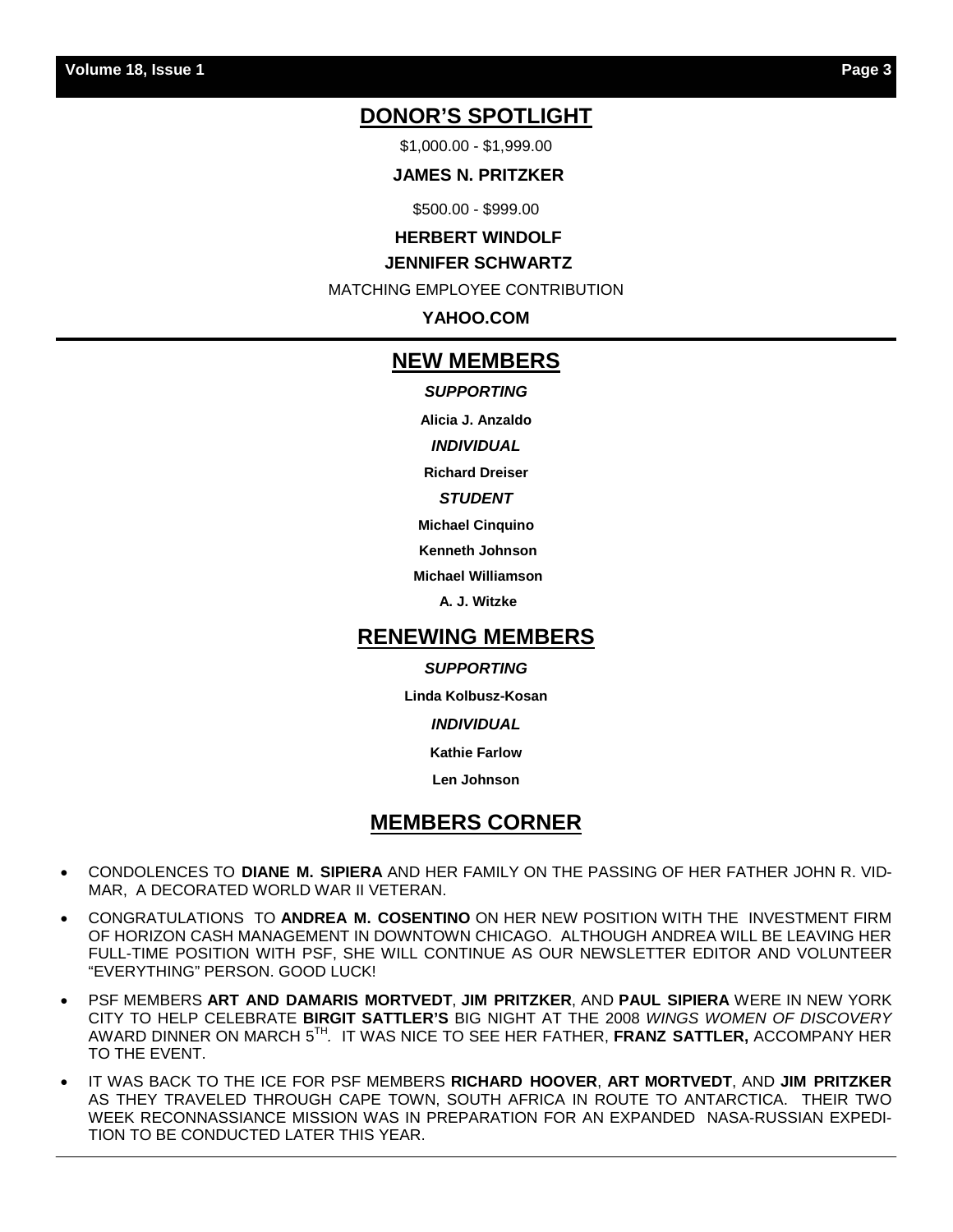## DONOR'S SPOTLIGHT

$1,000.00 - $1,999.00

**JAMES N. PRITZKER**

$500.00 - $999.00

**HERBERT WINDOLF**

**JENNIFER SCHWARTZ**

MATCHING EMPLOYEE CONTRIBUTION

**YAHOO.COM**

## NEW MEMBERS

***SUPPORTING***

**Alicia J. Anzaldo**

***INDIVIDUAL***

**Richard Dreiser**

***STUDENT***

**Michael Cinquino**

**Kenneth Johnson**

**Michael Williamson**

**A. J. Witzke**

## RENEWING MEMBERS

***SUPPORTING***

**Linda Kolbusz-Kosan**

***INDIVIDUAL***

**Kathie Farlow**

**Len Johnson**

## MEMBERS CORNER

- CONDOLENCES TO **DIANE M. SIPIERA** AND HER FAMILY ON THE PASSING OF HER FATHER JOHN R. VIDMAR, A DECORATED WORLD WAR II VETERAN.
- CONGRATULATIONS TO **ANDREA M. COSENTINO** ON HER NEW POSITION WITH THE INVESTMENT FIRM OF HORIZON CASH MANAGEMENT IN DOWNTOWN CHICAGO. ALTHOUGH ANDREA WILL BE LEAVING HER FULL-TIME POSITION WITH PSF, SHE WILL CONTINUE AS OUR NEWSLETTER EDITOR AND VOLUNTEER "EVERYTHING" PERSON. GOOD LUCK!
- PSF MEMBERS **ART AND DAMARIS MORTVEDT**, **JIM PRITZKER**, AND **PAUL SIPIERA** WERE IN NEW YORK CITY TO HELP CELEBRATE **BIRGIT SATTLER'S** BIG NIGHT AT THE 2008 *WINGS WOMEN OF DISCOVERY* AWARD DINNER ON MARCH 5TH. IT WAS NICE TO SEE HER FATHER, **FRANZ SATTLER,** ACCOMPANY HER TO THE EVENT.
- IT WAS BACK TO THE ICE FOR PSF MEMBERS **RICHARD HOOVER**, **ART MORTVEDT**, AND **JIM PRITZKER** AS THEY TRAVELED THROUGH CAPE TOWN, SOUTH AFRICA IN ROUTE TO ANTARCTICA. THEIR TWO WEEK RECONNASSIANCE MISSION WAS IN PREPARATION FOR AN EXPANDED NASA-RUSSIAN EXPEDITION TO BE CONDUCTED LATER THIS YEAR.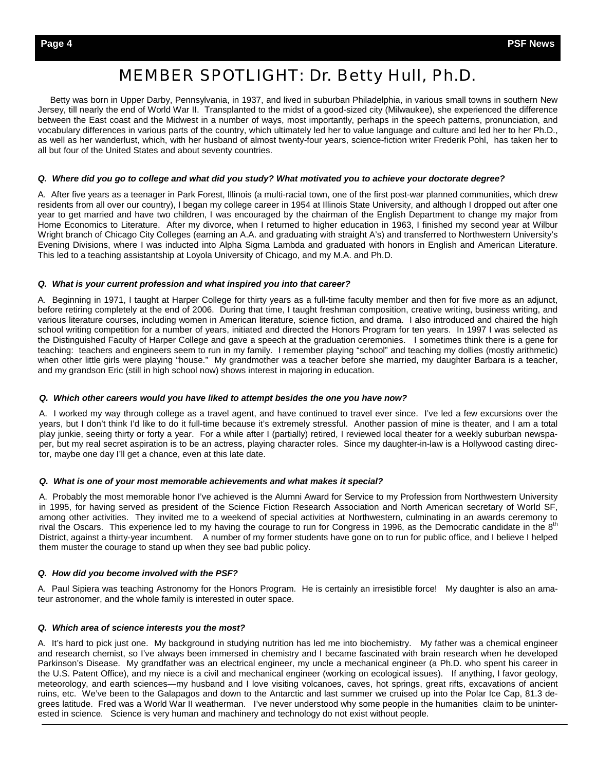# MEMBER SPOTLIGHT: Dr. Betty Hull, Ph.D.

Betty was born in Upper Darby, Pennsylvania, in 1937, and lived in suburban Philadelphia, in various small towns in southern New Jersey, till nearly the end of World War II. Transplanted to the midst of a good-sized city (Milwaukee), she experienced the difference between the East coast and the Midwest in a number of ways, most importantly, perhaps in the speech patterns, pronunciation, and vocabulary differences in various parts of the country, which ultimately led her to value language and culture and led her to her Ph.D., as well as her wanderlust, which, with her husband of almost twenty-four years, science-fiction writer Frederik Pohl, has taken her to all but four of the United States and about seventy countries.

***Q. Where did you go to college and what did you study? What motivated you to achieve your doctorate degree?***

A. After five years as a teenager in Park Forest, Illinois (a multi-racial town, one of the first post-war planned communities, which drew residents from all over our country), I began my college career in 1954 at Illinois State University, and although I dropped out after one year to get married and have two children, I was encouraged by the chairman of the English Department to change my major from Home Economics to Literature. After my divorce, when I returned to higher education in 1963, I finished my second year at Wilbur Wright branch of Chicago City Colleges (earning an A.A. and graduating with straight A's) and transferred to Northwestern University's Evening Divisions, where I was inducted into Alpha Sigma Lambda and graduated with honors in English and American Literature. This led to a teaching assistantship at Loyola University of Chicago, and my M.A. and Ph.D.

***Q. What is your current profession and what inspired you into that career?***

A. Beginning in 1971, I taught at Harper College for thirty years as a full-time faculty member and then for five more as an adjunct, before retiring completely at the end of 2006. During that time, I taught freshman composition, creative writing, business writing, and various literature courses, including women in American literature, science fiction, and drama. I also introduced and chaired the high school writing competition for a number of years, initiated and directed the Honors Program for ten years. In 1997 I was selected as the Distinguished Faculty of Harper College and gave a speech at the graduation ceremonies. I sometimes think there is a gene for teaching: teachers and engineers seem to run in my family. I remember playing "school" and teaching my dollies (mostly arithmetic) when other little girls were playing "house." My grandmother was a teacher before she married, my daughter Barbara is a teacher, and my grandson Eric (still in high school now) shows interest in majoring in education.

***Q. Which other careers would you have liked to attempt besides the one you have now?***

A. I worked my way through college as a travel agent, and have continued to travel ever since. I've led a few excursions over the years, but I don't think I'd like to do it full-time because it's extremely stressful. Another passion of mine is theater, and I am a total play junkie, seeing thirty or forty a year. For a while after I (partially) retired, I reviewed local theater for a weekly suburban newspaper, but my real secret aspiration is to be an actress, playing character roles. Since my daughter-in-law is a Hollywood casting director, maybe one day I'll get a chance, even at this late date.

***Q. What is one of your most memorable achievements and what makes it special?***

A. Probably the most memorable honor I've achieved is the Alumni Award for Service to my Profession from Northwestern University in 1995, for having served as president of the Science Fiction Research Association and North American secretary of World SF, among other activities. They invited me to a weekend of special activities at Northwestern, culminating in an awards ceremony to rival the Oscars. This experience led to my having the courage to run for Congress in 1996, as the Democratic candidate in the 8th District, against a thirty-year incumbent. A number of my former students have gone on to run for public office, and I believe I helped them muster the courage to stand up when they see bad public policy.

***Q. How did you become involved with the PSF?***

A. Paul Sipiera was teaching Astronomy for the Honors Program. He is certainly an irresistible force! My daughter is also an amateur astronomer, and the whole family is interested in outer space.

***Q. Which area of science interests you the most?***

A. It's hard to pick just one. My background in studying nutrition has led me into biochemistry. My father was a chemical engineer and research chemist, so I've always been immersed in chemistry and I became fascinated with brain research when he developed Parkinson's Disease. My grandfather was an electrical engineer, my uncle a mechanical engineer (a Ph.D. who spent his career in the U.S. Patent Office), and my niece is a civil and mechanical engineer (working on ecological issues). If anything, I favor geology, meteorology, and earth sciences—my husband and I love visiting volcanoes, caves, hot springs, great rifts, excavations of ancient ruins, etc. We've been to the Galapagos and down to the Antarctic and last summer we cruised up into the Polar Ice Cap, 81.3 degrees latitude. Fred was a World War II weatherman. I've never understood why some people in the humanities claim to be uninterested in science. Science is very human and machinery and technology do not exist without people.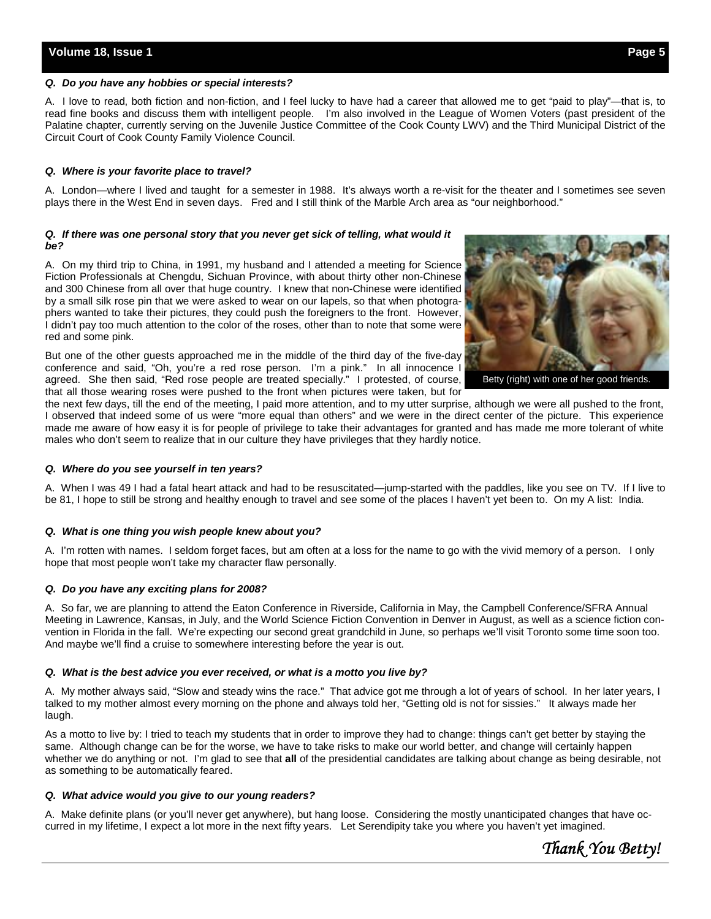***Q. Do you have any hobbies or special interests?***

A. I love to read, both fiction and non-fiction, and I feel lucky to have had a career that allowed me to get "paid to play"—that is, to read fine books and discuss them with intelligent people. I'm also involved in the League of Women Voters (past president of the Palatine chapter, currently serving on the Juvenile Justice Committee of the Cook County LWV) and the Third Municipal District of the Circuit Court of Cook County Family Violence Council.

***Q. Where is your favorite place to travel?***

A. London—where I lived and taught for a semester in 1988. It's always worth a re-visit for the theater and I sometimes see seven plays there in the West End in seven days. Fred and I still think of the Marble Arch area as "our neighborhood."

***Q. If there was one personal story that you never get sick of telling, what would it be?***

A. On my third trip to China, in 1991, my husband and I attended a meeting for Science Fiction Professionals at Chengdu, Sichuan Province, with about thirty other non-Chinese and 300 Chinese from all over that huge country. I knew that non-Chinese were identified by a small silk rose pin that we were asked to wear on our lapels, so that when photographers wanted to take their pictures, they could push the foreigners to the front. However, I didn't pay too much attention to the color of the roses, other than to note that some were red and some pink.

But one of the other guests approached me in the middle of the third day of the five-day conference and said, "Oh, you're a red rose person. I'm a pink." In all innocence I agreed. She then said, "Red rose people are treated specially." I protested, of course, that all those wearing roses were pushed to the front when pictures were taken, but for the next few days, till the end of the meeting, I paid more attention, and to my utter surprise, although we were all pushed to the front, I observed that indeed some of us were "more equal than others" and we were in the direct center of the picture. This experience made me aware of how easy it is for people of privilege to take their advantages for granted and has made me more tolerant of white males who don't seem to realize that in our culture they have privileges that they hardly notice.

Betty (right) with one of her good friends.

***Q. Where do you see yourself in ten years?***

A. When I was 49 I had a fatal heart attack and had to be resuscitated—jump-started with the paddles, like you see on TV. If I live to be 81, I hope to still be strong and healthy enough to travel and see some of the places I haven't yet been to. On my A list: India.

***Q. What is one thing you wish people knew about you?***

A. I'm rotten with names. I seldom forget faces, but am often at a loss for the name to go with the vivid memory of a person. I only hope that most people won't take my character flaw personally.

***Q. Do you have any exciting plans for 2008?***

A. So far, we are planning to attend the Eaton Conference in Riverside, California in May, the Campbell Conference/SFRA Annual Meeting in Lawrence, Kansas, in July, and the World Science Fiction Convention in Denver in August, as well as a science fiction convention in Florida in the fall. We're expecting our second great grandchild in June, so perhaps we'll visit Toronto some time soon too. And maybe we'll find a cruise to somewhere interesting before the year is out.

***Q. What is the best advice you ever received, or what is a motto you live by?***

A. My mother always said, "Slow and steady wins the race." That advice got me through a lot of years of school. In her later years, I talked to my mother almost every morning on the phone and always told her, "Getting old is not for sissies." It always made her laugh.

As a motto to live by: I tried to teach my students that in order to improve they had to change: things can't get better by staying the same. Although change can be for the worse, we have to take risks to make our world better, and change will certainly happen whether we do anything or not. I'm glad to see that **all** of the presidential candidates are talking about change as being desirable, not as something to be automatically feared.

***Q. What advice would you give to our young readers?***

A. Make definite plans (or you'll never get anywhere), but hang loose. Considering the mostly unanticipated changes that have occurred in my lifetime, I expect a lot more in the next fifty years. Let Serendipity take you where you haven't yet imagined.

*Thank You Betty!*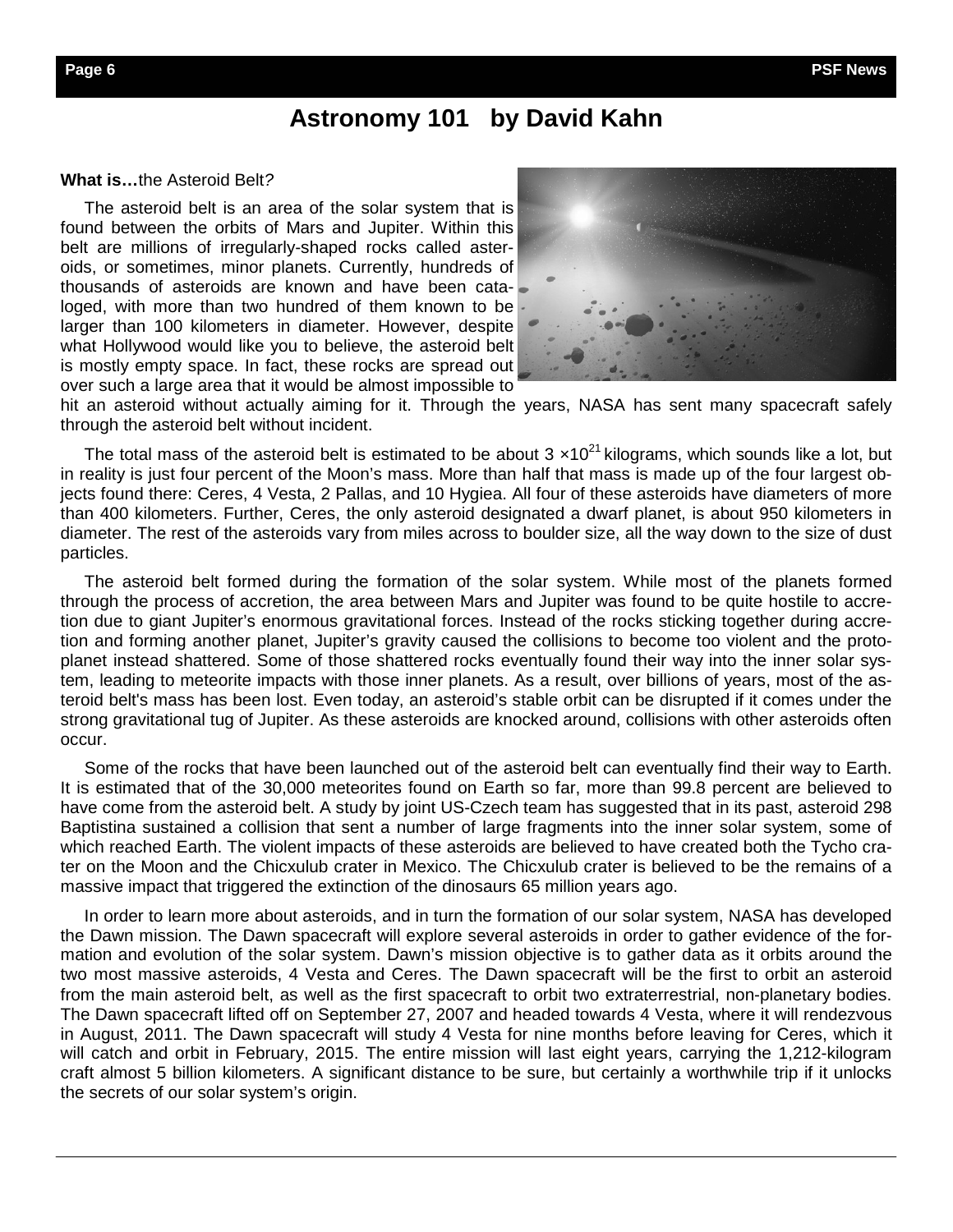# Astronomy 101 by David Kahn

**What is…**the Asteroid Belt?

The asteroid belt is an area of the solar system that is found between the orbits of Mars and Jupiter. Within this belt are millions of irregularly-shaped rocks called asteroids, or sometimes, minor planets. Currently, hundreds of thousands of asteroids are known and have been cataloged, with more than two hundred of them known to be larger than 100 kilometers in diameter. However, despite what Hollywood would like you to believe, the asteroid belt is mostly empty space. In fact, these rocks are spread out over such a large area that it would be almost impossible to hit an asteroid without actually aiming for it. Through the years, NASA has sent many spacecraft safely through the asteroid belt without incident.

The total mass of the asteroid belt is estimated to be about $3 \times 10^{21}$ kilograms, which sounds like a lot, but in reality is just four percent of the Moon's mass. More than half that mass is made up of the four largest objects found there: Ceres, 4 Vesta, 2 Pallas, and 10 Hygiea. All four of these asteroids have diameters of more than 400 kilometers. Further, Ceres, the only asteroid designated a dwarf planet, is about 950 kilometers in diameter. The rest of the asteroids vary from miles across to boulder size, all the way down to the size of dust particles.

The asteroid belt formed during the formation of the solar system. While most of the planets formed through the process of accretion, the area between Mars and Jupiter was found to be quite hostile to accretion due to giant Jupiter's enormous gravitational forces. Instead of the rocks sticking together during accretion and forming another planet, Jupiter's gravity caused the collisions to become too violent and the protoplanet instead shattered. Some of those shattered rocks eventually found their way into the inner solar system, leading to meteorite impacts with those inner planets. As a result, over billions of years, most of the asteroid belt's mass has been lost. Even today, an asteroid's stable orbit can be disrupted if it comes under the strong gravitational tug of Jupiter. As these asteroids are knocked around, collisions with other asteroids often occur.

Some of the rocks that have been launched out of the asteroid belt can eventually find their way to Earth. It is estimated that of the 30,000 meteorites found on Earth so far, more than 99.8 percent are believed to have come from the asteroid belt. A study by joint US-Czech team has suggested that in its past, asteroid 298 Baptistina sustained a collision that sent a number of large fragments into the inner solar system, some of which reached Earth. The violent impacts of these asteroids are believed to have created both the Tycho crater on the Moon and the Chicxulub crater in Mexico. The Chicxulub crater is believed to be the remains of a massive impact that triggered the extinction of the dinosaurs 65 million years ago.

In order to learn more about asteroids, and in turn the formation of our solar system, NASA has developed the Dawn mission. The Dawn spacecraft will explore several asteroids in order to gather evidence of the formation and evolution of the solar system. Dawn's mission objective is to gather data as it orbits around the two most massive asteroids, 4 Vesta and Ceres. The Dawn spacecraft will be the first to orbit an asteroid from the main asteroid belt, as well as the first spacecraft to orbit two extraterrestrial, non-planetary bodies. The Dawn spacecraft lifted off on September 27, 2007 and headed towards 4 Vesta, where it will rendezvous in August, 2011. The Dawn spacecraft will study 4 Vesta for nine months before leaving for Ceres, which it will catch and orbit in February, 2015. The entire mission will last eight years, carrying the 1,212-kilogram craft almost 5 billion kilometers. A significant distance to be sure, but certainly a worthwhile trip if it unlocks the secrets of our solar system's origin.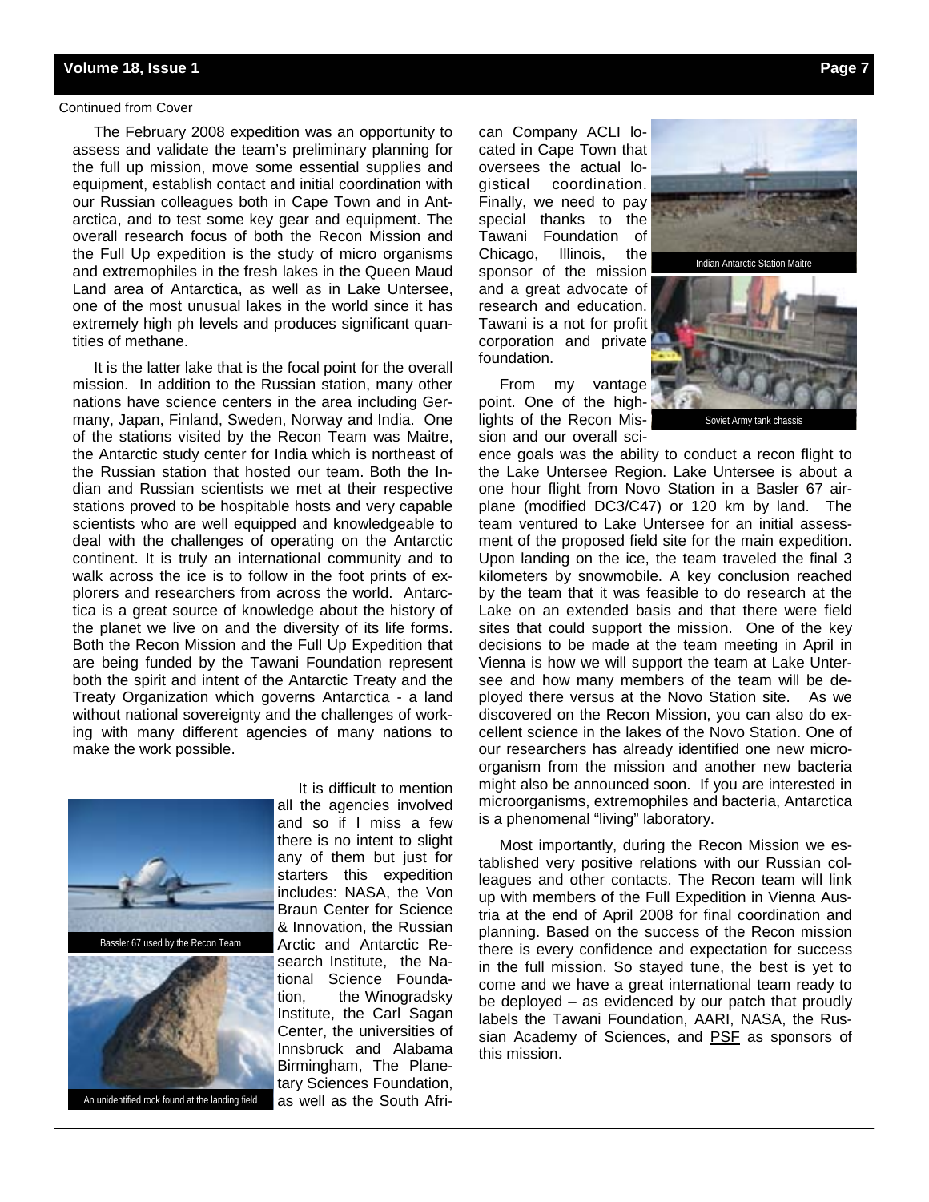Continued from Cover

The February 2008 expedition was an opportunity to assess and validate the team's preliminary planning for the full up mission, move some essential supplies and equipment, establish contact and initial coordination with our Russian colleagues both in Cape Town and in Antarctica, and to test some key gear and equipment. The overall research focus of both the Recon Mission and the Full Up expedition is the study of micro organisms and extremophiles in the fresh lakes in the Queen Maud Land area of Antarctica, as well as in Lake Untersee, one of the most unusual lakes in the world since it has extremely high ph levels and produces significant quantities of methane.

It is the latter lake that is the focal point for the overall mission. In addition to the Russian station, many other nations have science centers in the area including Germany, Japan, Finland, Sweden, Norway and India. One of the stations visited by the Recon Team was Maitre, the Antarctic study center for India which is northeast of the Russian station that hosted our team. Both the Indian and Russian scientists we met at their respective stations proved to be hospitable hosts and very capable scientists who are well equipped and knowledgeable to deal with the challenges of operating on the Antarctic continent. It is truly an international community and to walk across the ice is to follow in the foot prints of explorers and researchers from across the world. Antarctica is a great source of knowledge about the history of the planet we live on and the diversity of its life forms. Both the Recon Mission and the Full Up Expedition that are being funded by the Tawani Foundation represent both the spirit and intent of the Antarctic Treaty and the Treaty Organization which governs Antarctica - a land without national sovereignty and the challenges of working with many different agencies of many nations to make the work possible.

Bassler 67 used by the Recon Team

An unidentified rock found at the landing field

It is difficult to mention all the agencies involved and so if I miss a few there is no intent to slight any of them but just for starters this expedition includes: NASA, the Von Braun Center for Science & Innovation, the Russian Arctic and Antarctic Research Institute, the National Science Foundation, the Winogradsky Institute, the Carl Sagan Center, the universities of Innsbruck and Alabama Birmingham, The Planetary Sciences Foundation, as well as the South African Company ACLI located in Cape Town that oversees the actual logistical coordination. Finally, we need to pay special thanks to the Tawani Foundation of Chicago, Illinois, the sponsor of the mission and a great advocate of research and education. Tawani is a not for profit corporation and private foundation.

Indian Antarctic Station Maitre

Soviet Army tank chassis

From my vantage point. One of the highlights of the Recon Mission and our overall science goals was the ability to conduct a recon flight to the Lake Untersee Region. Lake Untersee is about a one hour flight from Novo Station in a Basler 67 airplane (modified DC3/C47) or 120 km by land. The team ventured to Lake Untersee for an initial assessment of the proposed field site for the main expedition. Upon landing on the ice, the team traveled the final 3 kilometers by snowmobile. A key conclusion reached by the team that it was feasible to do research at the Lake on an extended basis and that there were field sites that could support the mission. One of the key decisions to be made at the team meeting in April in Vienna is how we will support the team at Lake Untersee and how many members of the team will be deployed there versus at the Novo Station site. As we discovered on the Recon Mission, you can also do excellent science in the lakes of the Novo Station. One of our researchers has already identified one new microorganism from the mission and another new bacteria might also be announced soon. If you are interested in microorganisms, extremophiles and bacteria, Antarctica is a phenomenal "living" laboratory.

Most importantly, during the Recon Mission we established very positive relations with our Russian colleagues and other contacts. The Recon team will link up with members of the Full Expedition in Vienna Austria at the end of April 2008 for final coordination and planning. Based on the success of the Recon mission there is every confidence and expectation for success in the full mission. So stayed tune, the best is yet to come and we have a great international team ready to be deployed – as evidenced by our patch that proudly labels the Tawani Foundation, AARI, NASA, the Russian Academy of Sciences, and PSF as sponsors of this mission.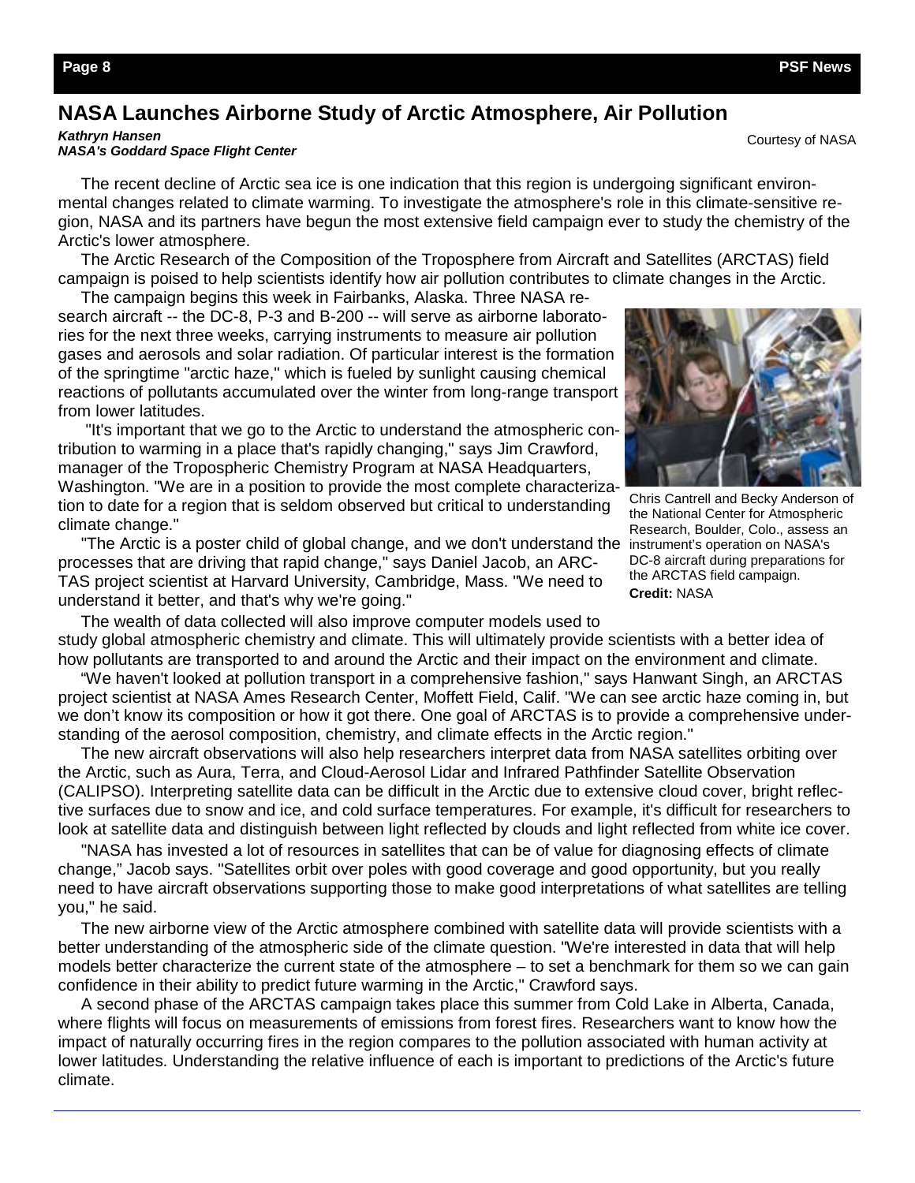# NASA Launches Airborne Study of Arctic Atmosphere, Air Pollution

***Kathryn Hansen***
***NASA's Goddard Space Flight Center***

Courtesy of NASA

The recent decline of Arctic sea ice is one indication that this region is undergoing significant environmental changes related to climate warming. To investigate the atmosphere's role in this climate-sensitive region, NASA and its partners have begun the most extensive field campaign ever to study the chemistry of the Arctic's lower atmosphere.

The Arctic Research of the Composition of the Troposphere from Aircraft and Satellites (ARCTAS) field campaign is poised to help scientists identify how air pollution contributes to climate changes in the Arctic.

The campaign begins this week in Fairbanks, Alaska. Three NASA research aircraft -- the DC-8, P-3 and B-200 -- will serve as airborne laboratories for the next three weeks, carrying instruments to measure air pollution gases and aerosols and solar radiation. Of particular interest is the formation of the springtime "arctic haze," which is fueled by sunlight causing chemical reactions of pollutants accumulated over the winter from long-range transport from lower latitudes.

"It's important that we go to the Arctic to understand the atmospheric contribution to warming in a place that's rapidly changing," says Jim Crawford, manager of the Tropospheric Chemistry Program at NASA Headquarters, Washington. "We are in a position to provide the most complete characterization to date for a region that is seldom observed but critical to understanding climate change."

"The Arctic is a poster child of global change, and we don't understand the processes that are driving that rapid change," says Daniel Jacob, an ARCTAS project scientist at Harvard University, Cambridge, Mass. "We need to understand it better, and that's why we're going."

Chris Cantrell and Becky Anderson of the National Center for Atmospheric Research, Boulder, Colo., assess an instrument's operation on NASA's DC-8 aircraft during preparations for the ARCTAS field campaign. **Credit:** NASA

The wealth of data collected will also improve computer models used to study global atmospheric chemistry and climate. This will ultimately provide scientists with a better idea of how pollutants are transported to and around the Arctic and their impact on the environment and climate.

"We haven't looked at pollution transport in a comprehensive fashion," says Hanwant Singh, an ARCTAS project scientist at NASA Ames Research Center, Moffett Field, Calif. "We can see arctic haze coming in, but we don't know its composition or how it got there. One goal of ARCTAS is to provide a comprehensive understanding of the aerosol composition, chemistry, and climate effects in the Arctic region."

The new aircraft observations will also help researchers interpret data from NASA satellites orbiting over the Arctic, such as Aura, Terra, and Cloud-Aerosol Lidar and Infrared Pathfinder Satellite Observation (CALIPSO). Interpreting satellite data can be difficult in the Arctic due to extensive cloud cover, bright reflective surfaces due to snow and ice, and cold surface temperatures. For example, it's difficult for researchers to look at satellite data and distinguish between light reflected by clouds and light reflected from white ice cover.

"NASA has invested a lot of resources in satellites that can be of value for diagnosing effects of climate change," Jacob says. "Satellites orbit over poles with good coverage and good opportunity, but you really need to have aircraft observations supporting those to make good interpretations of what satellites are telling you," he said.

The new airborne view of the Arctic atmosphere combined with satellite data will provide scientists with a better understanding of the atmospheric side of the climate question. "We're interested in data that will help models better characterize the current state of the atmosphere – to set a benchmark for them so we can gain confidence in their ability to predict future warming in the Arctic," Crawford says.

A second phase of the ARCTAS campaign takes place this summer from Cold Lake in Alberta, Canada, where flights will focus on measurements of emissions from forest fires. Researchers want to know how the impact of naturally occurring fires in the region compares to the pollution associated with human activity at lower latitudes. Understanding the relative influence of each is important to predictions of the Arctic's future climate.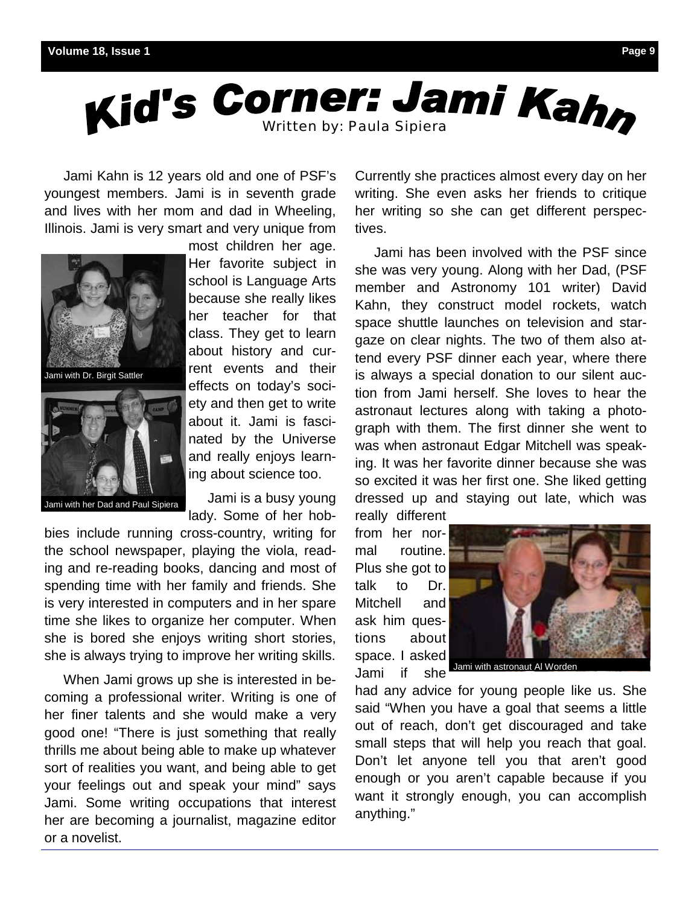# Kid's Corner: Jami Kahn

Written by: Paula Sipiera

Jami Kahn is 12 years old and one of PSF's youngest members. Jami is in seventh grade and lives with her mom and dad in Wheeling, Illinois. Jami is very smart and very unique from most children her age. Her favorite subject in school is Language Arts because she really likes her teacher for that class. They get to learn about history and current events and their effects on today's society and then get to write about it. Jami is fascinated by the Universe and really enjoys learning about science too.

Jami with Dr. Birgit Sattler

Jami with her Dad and Paul Sipiera

Jami is a busy young lady. Some of her hobbies include running cross-country, writing for the school newspaper, playing the viola, reading and re-reading books, dancing and most of spending time with her family and friends. She is very interested in computers and in her spare time she likes to organize her computer. When she is bored she enjoys writing short stories, she is always trying to improve her writing skills.

When Jami grows up she is interested in becoming a professional writer. Writing is one of her finer talents and she would make a very good one! "There is just something that really thrills me about being able to make up whatever sort of realities you want, and being able to get your feelings out and speak your mind" says Jami. Some writing occupations that interest her are becoming a journalist, magazine editor or a novelist. Currently she practices almost every day on her writing. She even asks her friends to critique her writing so she can get different perspectives.

Jami has been involved with the PSF since she was very young. Along with her Dad, (PSF member and Astronomy 101 writer) David Kahn, they construct model rockets, watch space shuttle launches on television and stargaze on clear nights. The two of them also attend every PSF dinner each year, where there is always a special donation to our silent auction from Jami herself. She loves to hear the astronaut lectures along with taking a photograph with them. The first dinner she went to was when astronaut Edgar Mitchell was speaking. It was her favorite dinner because she was so excited it was her first one. She liked getting dressed up and staying out late, which was really different from her normal routine. Plus she got to talk to Dr. Mitchell and ask him questions about space. I asked Jami if she had any advice for young people like us. She said "When you have a goal that seems a little out of reach, don't get discouraged and take small steps that will help you reach that goal. Don't let anyone tell you that aren't good enough or you aren't capable because if you want it strongly enough, you can accomplish anything."

Jami with astronaut Al Worden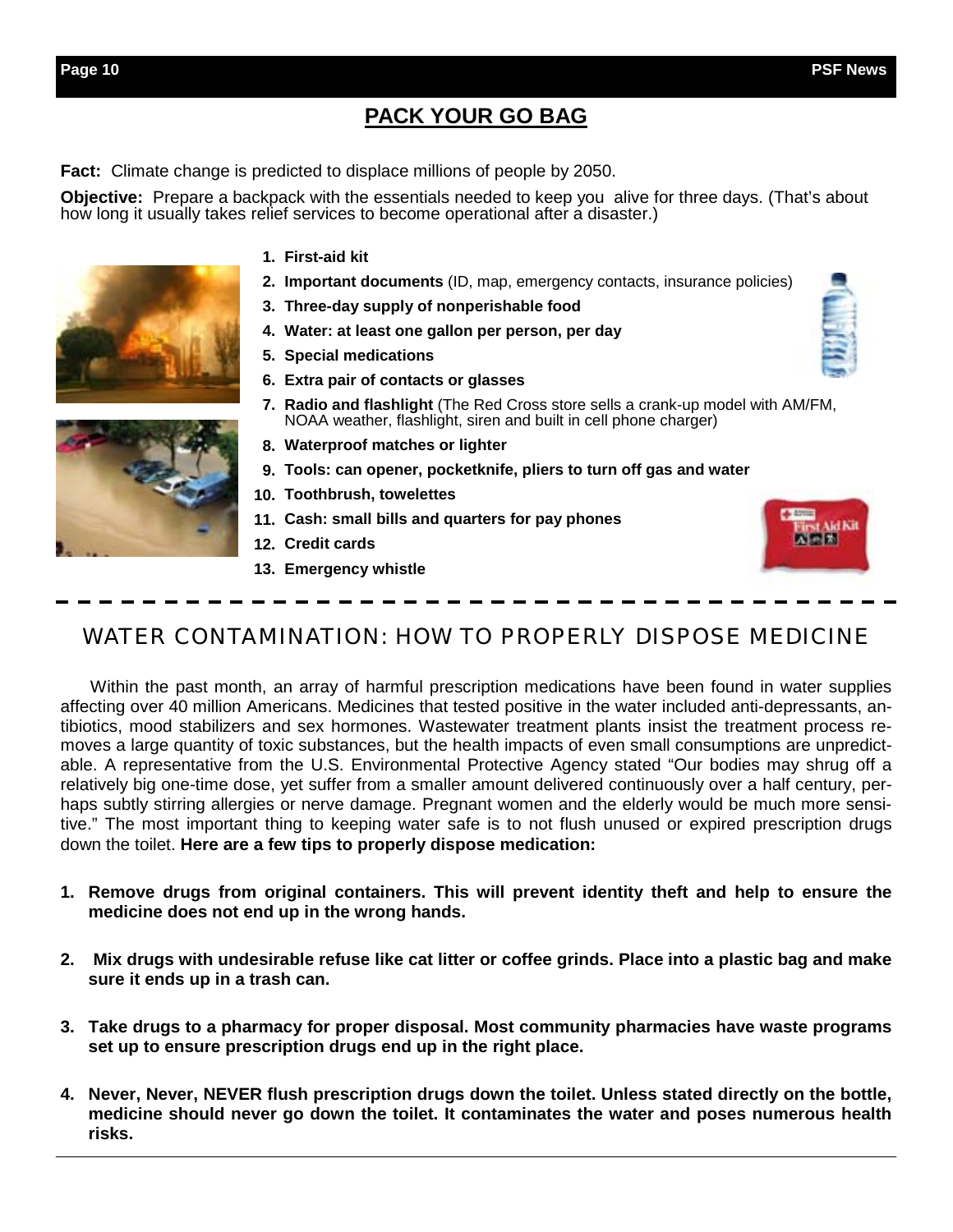# PACK YOUR GO BAG

**Fact:** Climate change is predicted to displace millions of people by 2050.

**Objective:** Prepare a backpack with the essentials needed to keep you alive for three days. (That's about how long it usually takes relief services to become operational after a disaster.)

1. **First-aid kit**
2. **Important documents** (ID, map, emergency contacts, insurance policies)
3. **Three-day supply of nonperishable food**
4. **Water: at least one gallon per person, per day**
5. **Special medications**
6. **Extra pair of contacts or glasses**
7. **Radio and flashlight** (The Red Cross store sells a crank-up model with AM/FM, NOAA weather, flashlight, siren and built in cell phone charger)
8. **Waterproof matches or lighter**
9. **Tools: can opener, pocketknife, pliers to turn off gas and water**
10. **Toothbrush, towelettes**
11. **Cash: small bills and quarters for pay phones**
12. **Credit cards**
13. **Emergency whistle**

---

## WATER CONTAMINATION: HOW TO PROPERLY DISPOSE MEDICINE

Within the past month, an array of harmful prescription medications have been found in water supplies affecting over 40 million Americans. Medicines that tested positive in the water included anti-depressants, antibiotics, mood stabilizers and sex hormones. Wastewater treatment plants insist the treatment process removes a large quantity of toxic substances, but the health impacts of even small consumptions are unpredictable. A representative from the U.S. Environmental Protective Agency stated "Our bodies may shrug off a relatively big one-time dose, yet suffer from a smaller amount delivered continuously over a half century, perhaps subtly stirring allergies or nerve damage. Pregnant women and the elderly would be much more sensitive." The most important thing to keeping water safe is to not flush unused or expired prescription drugs down the toilet. **Here are a few tips to properly dispose medication:**

1. **Remove drugs from original containers. This will prevent identity theft and help to ensure the medicine does not end up in the wrong hands.**

2. **Mix drugs with undesirable refuse like cat litter or coffee grinds. Place into a plastic bag and make sure it ends up in a trash can.**

3. **Take drugs to a pharmacy for proper disposal. Most community pharmacies have waste programs set up to ensure prescription drugs end up in the right place.**

4. **Never, Never, NEVER flush prescription drugs down the toilet. Unless stated directly on the bottle, medicine should never go down the toilet. It contaminates the water and poses numerous health risks.**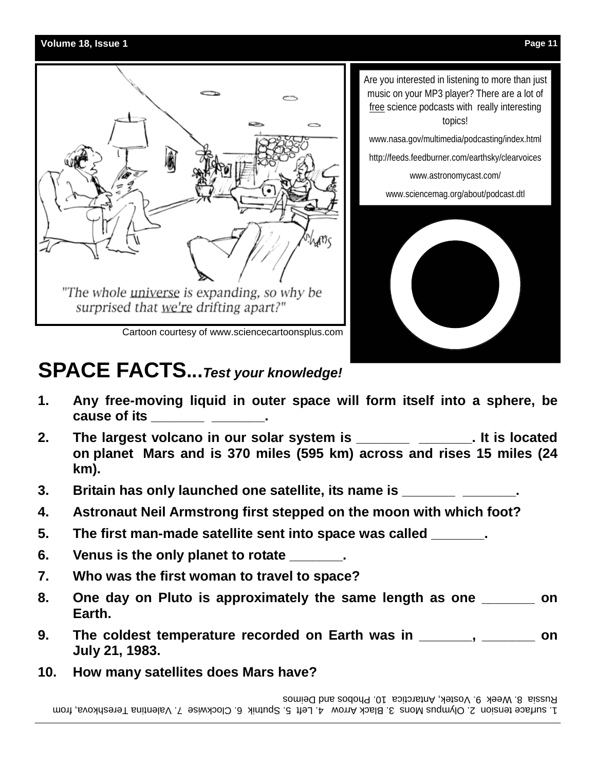"The whole universe is expanding, so why be surprised that we're drifting apart?"

Cartoon courtesy of www.sciencecartoonsplus.com

Are you interested in listening to more than just music on your MP3 player? There are a lot of free science podcasts with really interesting topics!

www.nasa.gov/multimedia/podcasting/index.html

http://feeds.feedburner.com/earthsky/clearvoices

www.astronomycast.com/

www.sciencemag.org/about/podcast.dtl

# SPACE FACTS...*Test your knowledge!*

1. **Any free-moving liquid in outer space will form itself into a sphere, be cause of its _______ _______.**
2. **The largest volcano in our solar system is _______ _______. It is located on planet Mars and is 370 miles (595 km) across and rises 15 miles (24 km).**
3. **Britain has only launched one satellite, its name is _______ _______.**
4. **Astronaut Neil Armstrong first stepped on the moon with which foot?**
5. **The first man-made satellite sent into space was called _______.**
6. **Venus is the only planet to rotate _______.**
7. **Who was the first woman to travel to space?**
8. **One day on Pluto is approximately the same length as one _______ on Earth.**
9. **The coldest temperature recorded on Earth was in _______, _______ on July 21, 1983.**
10. **How many satellites does Mars have?**

1. surface tension 2. Olympus Mons 3. Black Arrow 4. Left 5. Sputnik 6. Clockwise 7. Valentina Tereshkova, from Russia 8. Week 9. Vostek, Antarctica 10. Phobos and Deimos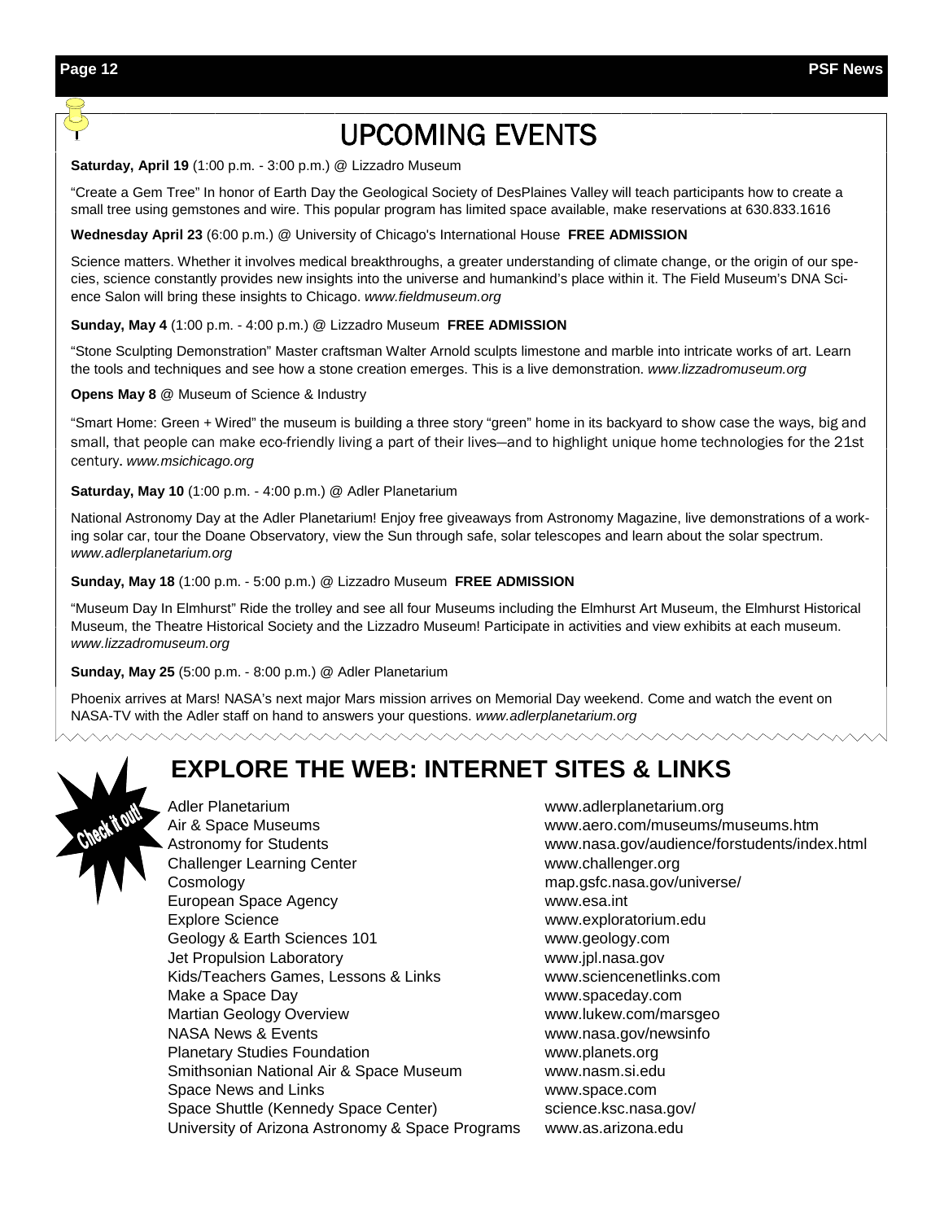# UPCOMING EVENTS

**Saturday, April 19** (1:00 p.m. - 3:00 p.m.) @ Lizzadro Museum

"Create a Gem Tree" In honor of Earth Day the Geological Society of DesPlaines Valley will teach participants how to create a small tree using gemstones and wire. This popular program has limited space available, make reservations at 630.833.1616

**Wednesday April 23** (6:00 p.m.) @ University of Chicago's International House **FREE ADMISSION**

Science matters. Whether it involves medical breakthroughs, a greater understanding of climate change, or the origin of our species, science constantly provides new insights into the universe and humankind's place within it. The Field Museum's DNA Science Salon will bring these insights to Chicago. *www.fieldmuseum.org*

**Sunday, May 4** (1:00 p.m. - 4:00 p.m.) @ Lizzadro Museum **FREE ADMISSION**

"Stone Sculpting Demonstration" Master craftsman Walter Arnold sculpts limestone and marble into intricate works of art. Learn the tools and techniques and see how a stone creation emerges. This is a live demonstration. *www.lizzadromuseum.org*

**Opens May 8** @ Museum of Science & Industry

"Smart Home: Green + Wired" the museum is building a three story "green" home in its backyard to show case the ways, big and small, that people can make eco-friendly living a part of their lives—and to highlight unique home technologies for the 21st century. *www.msichicago.org*

**Saturday, May 10** (1:00 p.m. - 4:00 p.m.) @ Adler Planetarium

National Astronomy Day at the Adler Planetarium! Enjoy free giveaways from Astronomy Magazine, live demonstrations of a working solar car, tour the Doane Observatory, view the Sun through safe, solar telescopes and learn about the solar spectrum. *www.adlerplanetarium.org*

**Sunday, May 18** (1:00 p.m. - 5:00 p.m.) @ Lizzadro Museum **FREE ADMISSION**

"Museum Day In Elmhurst" Ride the trolley and see all four Museums including the Elmhurst Art Museum, the Elmhurst Historical Museum, the Theatre Historical Society and the Lizzadro Museum! Participate in activities and view exhibits at each museum. *www.lizzadromuseum.org*

**Sunday, May 25** (5:00 p.m. - 8:00 p.m.) @ Adler Planetarium

Phoenix arrives at Mars! NASA's next major Mars mission arrives on Memorial Day weekend. Come and watch the event on NASA-TV with the Adler staff on hand to answers your questions. *www.adlerplanetarium.org*

## EXPLORE THE WEB: INTERNET SITES & LINKS

Check it out!

| | |
|---|---|
| Adler Planetarium | www.adlerplanetarium.org |
| Air & Space Museums | www.aero.com/museums/museums.htm |
| Astronomy for Students | www.nasa.gov/audience/forstudents/index.html |
| Challenger Learning Center | www.challenger.org |
| Cosmology | map.gsfc.nasa.gov/universe/ |
| European Space Agency | www.esa.int |
| Explore Science | www.exploratorium.edu |
| Geology & Earth Sciences 101 | www.geology.com |
| Jet Propulsion Laboratory | www.jpl.nasa.gov |
| Kids/Teachers Games, Lessons & Links | www.sciencenetlinks.com |
| Make a Space Day | www.spaceday.com |
| Martian Geology Overview | www.lukew.com/marsgeo |
| NASA News & Events | www.nasa.gov/newsinfo |
| Planetary Studies Foundation | www.planets.org |
| Smithsonian National Air & Space Museum | www.nasm.si.edu |
| Space News and Links | www.space.com |
| Space Shuttle (Kennedy Space Center) | science.ksc.nasa.gov/ |
| University of Arizona Astronomy & Space Programs | www.as.arizona.edu |